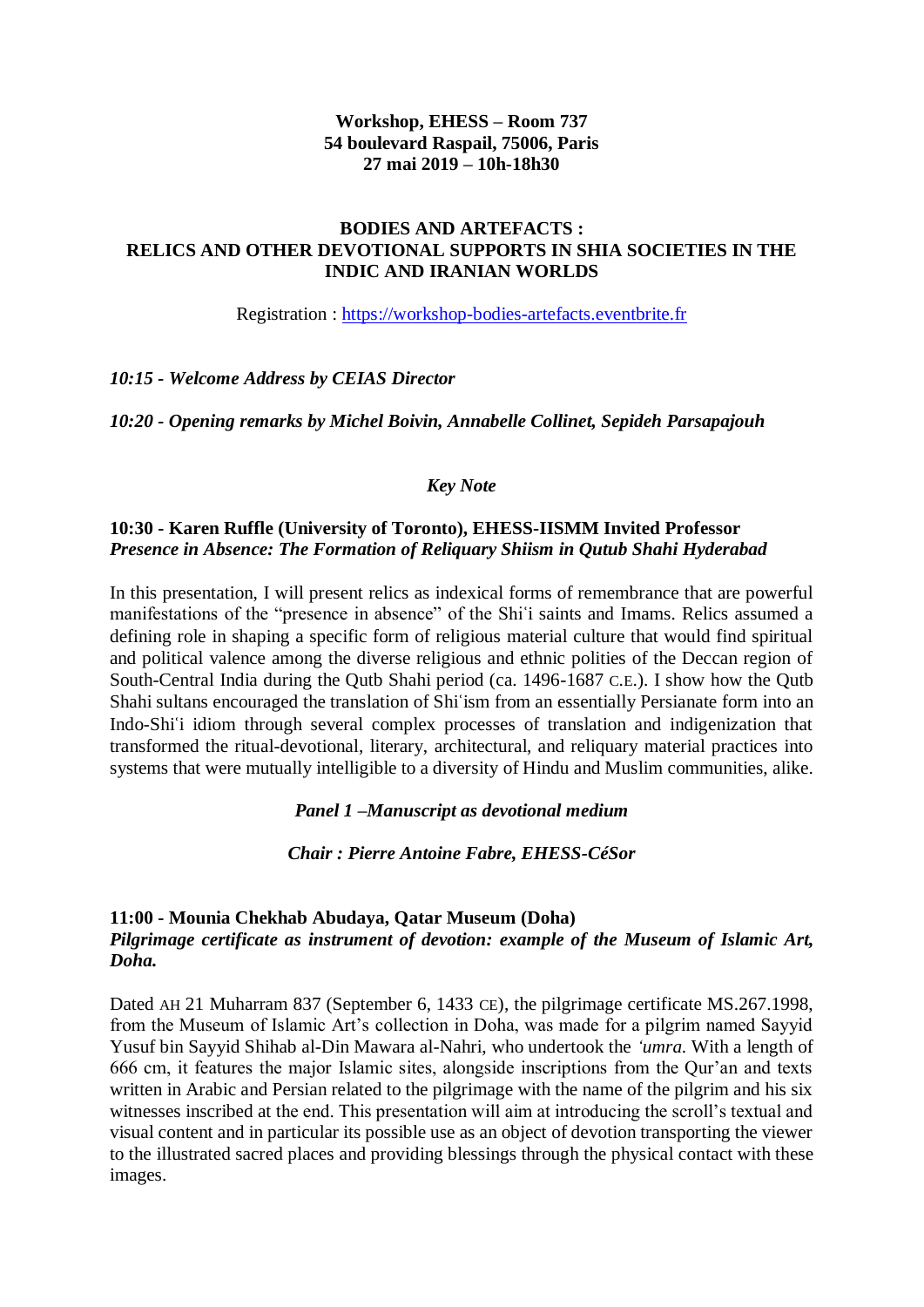**Workshop, EHESS – Room 737**
**54 boulevard Raspail, 75006, Paris**
**27 mai 2019 – 10h-18h30**

# BODIES AND ARTEFACTS : RELICS AND OTHER DEVOTIONAL SUPPORTS IN SHIA SOCIETIES IN THE INDIC AND IRANIAN WORLDS

Registration : [https://workshop-bodies-artefacts.eventbrite.fr](https://workshop-bodies-artefacts.eventbrite.fr)

***10:15 - Welcome Address by CEIAS Director***

***10:20 - Opening remarks by Michel Boivin, Annabelle Collinet, Sepideh Parsapajouh***

## *Key Note*

**10:30 - Karen Ruffle (University of Toronto), EHESS-IISMM Invited Professor**
***Presence in Absence: The Formation of Reliquary Shiism in Qutub Shahi Hyderabad***

In this presentation, I will present relics as indexical forms of remembrance that are powerful manifestations of the "presence in absence" of the Shiʿi saints and Imams. Relics assumed a defining role in shaping a specific form of religious material culture that would find spiritual and political valence among the diverse religious and ethnic polities of the Deccan region of South-Central India during the Qutb Shahi period (ca. 1496-1687 C.E.). I show how the Qutb Shahi sultans encouraged the translation of Shiʿism from an essentially Persianate form into an Indo-Shiʿi idiom through several complex processes of translation and indigenization that transformed the ritual-devotional, literary, architectural, and reliquary material practices into systems that were mutually intelligible to a diversity of Hindu and Muslim communities, alike.

## *Panel 1 –Manuscript as devotional medium*

***Chair : Pierre Antoine Fabre, EHESS-CéSor***

**11:00 - Mounia Chekhab Abudaya, Qatar Museum (Doha)**
***Pilgrimage certificate as instrument of devotion: example of the Museum of Islamic Art, Doha.***

Dated AH 21 Muharram 837 (September 6, 1433 CE), the pilgrimage certificate MS.267.1998, from the Museum of Islamic Art's collection in Doha, was made for a pilgrim named Sayyid Yusuf bin Sayyid Shihab al-Din Mawara al-Nahri, who undertook the *ʿumra*. With a length of 666 cm, it features the major Islamic sites, alongside inscriptions from the Qur'an and texts written in Arabic and Persian related to the pilgrimage with the name of the pilgrim and his six witnesses inscribed at the end. This presentation will aim at introducing the scroll's textual and visual content and in particular its possible use as an object of devotion transporting the viewer to the illustrated sacred places and providing blessings through the physical contact with these images.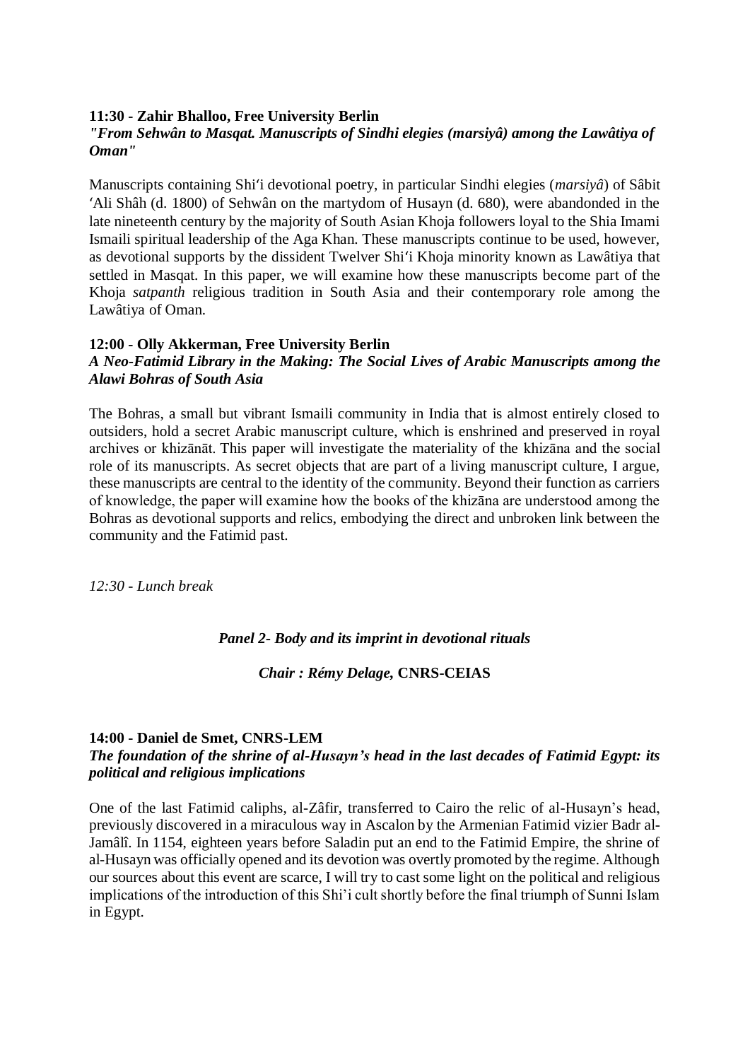**11:30 - Zahir Bhalloo, Free University Berlin**

***"From Sehwân to Masqat. Manuscripts of Sindhi elegies (marsiyâ) among the Lawâtiya of Oman"***

Manuscripts containing Shiʻi devotional poetry, in particular Sindhi elegies (*marsiyâ*) of Sâbit ʻAli Shâh (d. 1800) of Sehwân on the martydom of Husayn (d. 680), were abandonded in the late nineteenth century by the majority of South Asian Khoja followers loyal to the Shia Imami Ismaili spiritual leadership of the Aga Khan. These manuscripts continue to be used, however, as devotional supports by the dissident Twelver Shiʻi Khoja minority known as Lawâtiya that settled in Masqat. In this paper, we will examine how these manuscripts become part of the Khoja *satpanth* religious tradition in South Asia and their contemporary role among the Lawâtiya of Oman.

**12:00 - Olly Akkerman, Free University Berlin**

***A Neo-Fatimid Library in the Making: The Social Lives of Arabic Manuscripts among the Alawi Bohras of South Asia***

The Bohras, a small but vibrant Ismaili community in India that is almost entirely closed to outsiders, hold a secret Arabic manuscript culture, which is enshrined and preserved in royal archives or khizānāt. This paper will investigate the materiality of the khizāna and the social role of its manuscripts. As secret objects that are part of a living manuscript culture, I argue, these manuscripts are central to the identity of the community. Beyond their function as carriers of knowledge, the paper will examine how the books of the khizāna are understood among the Bohras as devotional supports and relics, embodying the direct and unbroken link between the community and the Fatimid past.

*12:30 - Lunch break*

***Panel 2- Body and its imprint in devotional rituals***

***Chair : Rémy Delage,* CNRS-CEIAS**

**14:00 - Daniel de Smet, CNRS-LEM**

***The foundation of the shrine of al-Husayn's head in the last decades of Fatimid Egypt: its political and religious implications***

One of the last Fatimid caliphs, al-Zâfir, transferred to Cairo the relic of al-Husayn's head, previously discovered in a miraculous way in Ascalon by the Armenian Fatimid vizier Badr al-Jamâlî. In 1154, eighteen years before Saladin put an end to the Fatimid Empire, the shrine of al-Husayn was officially opened and its devotion was overtly promoted by the regime. Although our sources about this event are scarce, I will try to cast some light on the political and religious implications of the introduction of this Shi'i cult shortly before the final triumph of Sunni Islam in Egypt.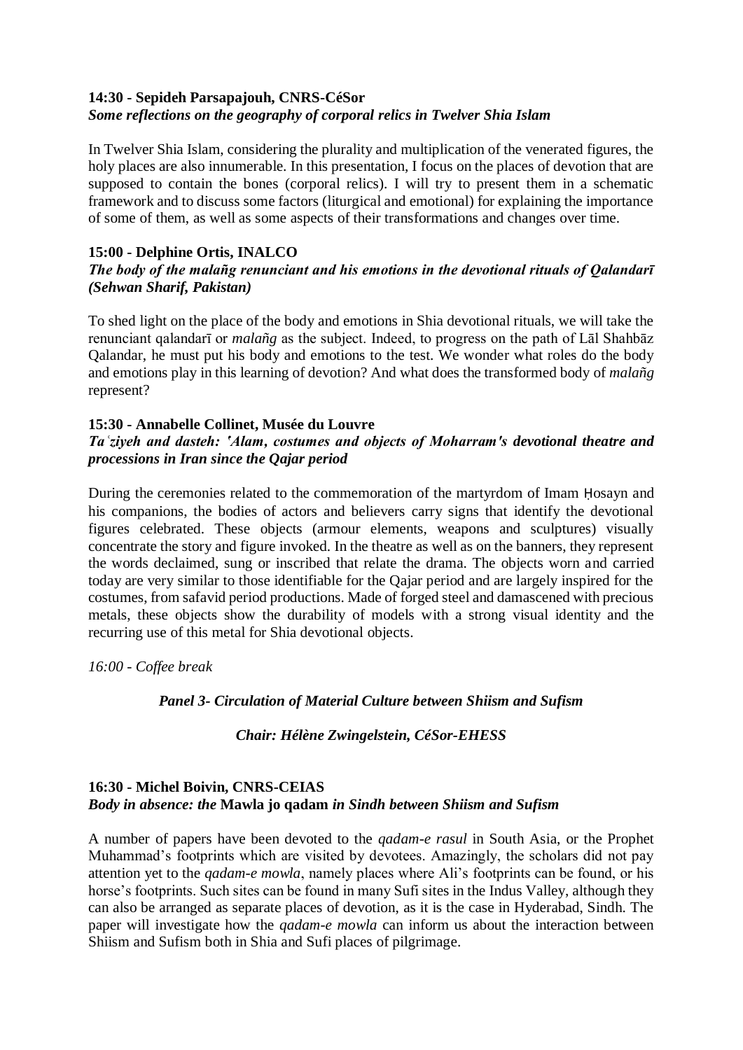**14:30 - Sepideh Parsapajouh, CNRS-CéSor**
***Some reflections on the geography of corporal relics in Twelver Shia Islam***

In Twelver Shia Islam, considering the plurality and multiplication of the venerated figures, the holy places are also innumerable. In this presentation, I focus on the places of devotion that are supposed to contain the bones (corporal relics). I will try to present them in a schematic framework and to discuss some factors (liturgical and emotional) for explaining the importance of some of them, as well as some aspects of their transformations and changes over time.

**15:00 - Delphine Ortis, INALCO**
***The body of the malañg renunciant and his emotions in the devotional rituals of Qalandarī (Sehwan Sharif, Pakistan)***

To shed light on the place of the body and emotions in Shia devotional rituals, we will take the renunciant qalandarī or *malañg* as the subject. Indeed, to progress on the path of Lāl Shahbāz Qalandar, he must put his body and emotions to the test. We wonder what roles do the body and emotions play in this learning of devotion? And what does the transformed body of *malañg* represent?

**15:30 - Annabelle Collinet, Musée du Louvre**
***Taʿziyeh and dasteh: 'Alam, costumes and objects of Moharram's devotional theatre and processions in Iran since the Qajar period***

During the ceremonies related to the commemoration of the martyrdom of Imam Ḥosayn and his companions, the bodies of actors and believers carry signs that identify the devotional figures celebrated. These objects (armour elements, weapons and sculptures) visually concentrate the story and figure invoked. In the theatre as well as on the banners, they represent the words declaimed, sung or inscribed that relate the drama. The objects worn and carried today are very similar to those identifiable for the Qajar period and are largely inspired for the costumes, from safavid period productions. Made of forged steel and damascened with precious metals, these objects show the durability of models with a strong visual identity and the recurring use of this metal for Shia devotional objects.

*16:00 - Coffee break*

***Panel 3- Circulation of Material Culture between Shiism and Sufism***

***Chair: Hélène Zwingelstein, CéSor-EHESS***

**16:30 - Michel Boivin, CNRS-CEIAS**
***Body in absence: the* Mawla jo qadam *in Sindh between Shiism and Sufism***

A number of papers have been devoted to the *qadam-e rasul* in South Asia, or the Prophet Muhammad's footprints which are visited by devotees. Amazingly, the scholars did not pay attention yet to the *qadam-e mowla*, namely places where Ali's footprints can be found, or his horse's footprints. Such sites can be found in many Sufi sites in the Indus Valley, although they can also be arranged as separate places of devotion, as it is the case in Hyderabad, Sindh. The paper will investigate how the *qadam-e mowla* can inform us about the interaction between Shiism and Sufism both in Shia and Sufi places of pilgrimage.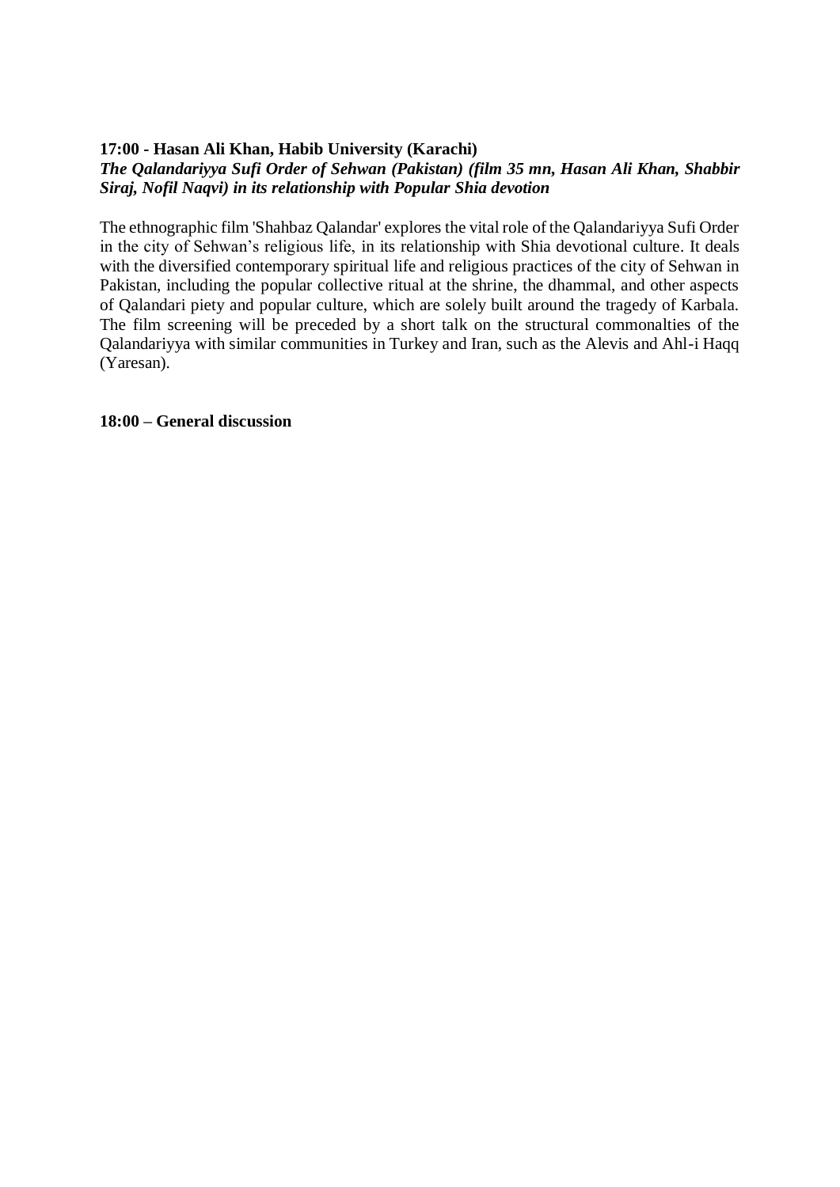**17:00 - Hasan Ali Khan, Habib University (Karachi)**
***The Qalandariyya Sufi Order of Sehwan (Pakistan) (film 35 mn, Hasan Ali Khan, Shabbir Siraj, Nofil Naqvi) in its relationship with Popular Shia devotion***

The ethnographic film 'Shahbaz Qalandar' explores the vital role of the Qalandariyya Sufi Order in the city of Sehwan's religious life, in its relationship with Shia devotional culture. It deals with the diversified contemporary spiritual life and religious practices of the city of Sehwan in Pakistan, including the popular collective ritual at the shrine, the dhammal, and other aspects of Qalandari piety and popular culture, which are solely built around the tragedy of Karbala. The film screening will be preceded by a short talk on the structural commonalties of the Qalandariyya with similar communities in Turkey and Iran, such as the Alevis and Ahl-i Haqq (Yaresan).

**18:00 – General discussion**